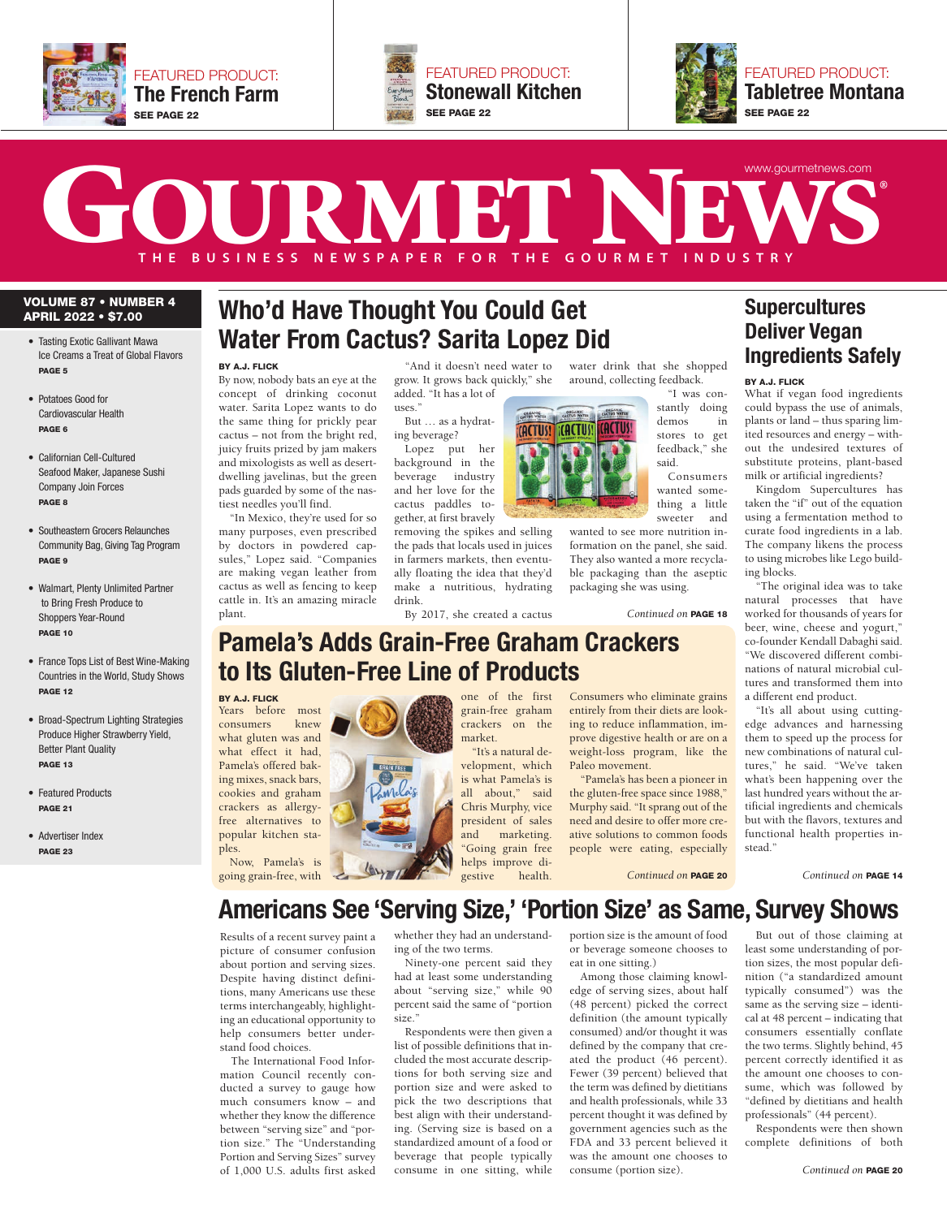FEATURED PRODUCT: **The French Farm** SEE PAGE 22

FEATURED PRODUCT: **Stonewall Kitchen** SEE PAGE 22

FEATURED PRODUCT: **Tabletree Montana** SEE PAGE 22

www.gourmetnews.com

# GOURMET NEWS®

THE BUSINESS NEWSPAPER FOR THE GOURMET INDUSTRY

**VOLUME 87 • NUMBER 4**
**APRIL 2022 • $7.00**

- Tasting Exotic Gallivant Mawa Ice Creams a Treat of Global Flavors **PAGE 5**
- Potatoes Good for Cardiovascular Health **PAGE 6**
- Californian Cell-Cultured Seafood Maker, Japanese Sushi Company Join Forces **PAGE 8**
- Southeastern Grocers Relaunches Community Bag, Giving Tag Program **PAGE 9**
- Walmart, Plenty Unlimited Partner to Bring Fresh Produce to Shoppers Year-Round **PAGE 10**
- France Tops List of Best Wine-Making Countries in the World, Study Shows **PAGE 12**
- Broad-Spectrum Lighting Strategies Produce Higher Strawberry Yield, Better Plant Quality **PAGE 13**
- Featured Products **PAGE 21**
- Advertiser Index **PAGE 23**

## Who'd Have Thought You Could Get Water From Cactus? Sarita Lopez Did

**BY A.J. FLICK**

By now, nobody bats an eye at the concept of drinking coconut water. Sarita Lopez wants to do the same thing for prickly pear cactus – not from the bright red, juicy fruits prized by jam makers and mixologists as well as desert-dwelling javelinas, but the green pads guarded by some of the nastiest needles you'll find.

"In Mexico, they're used for so many purposes, even prescribed by doctors in powdered capsules," Lopez said. "Companies are making vegan leather from cactus as well as fencing to keep cattle in. It's an amazing miracle plant.

"And it doesn't need water to grow. It grows back quickly," she added. "It has a lot of uses."

But … as a hydrating beverage?

Lopez put her background in the beverage industry and her love for the cactus paddles together, at first bravely removing the spikes and selling the pads that locals used in juices in farmers markets, then eventually floating the idea that they'd make a nutritious, hydrating drink.

By 2017, she created a cactus water drink that she shopped around, collecting feedback.

"I was constantly doing demos in stores to get feedback," she said.

Consumers wanted something a little sweeter and wanted to see more nutrition information on the panel, she said. They also wanted a more recyclable packaging than the aseptic packaging she was using.

*Continued on* **PAGE 18**

## Supercultures Deliver Vegan Ingredients Safely

**BY A.J. FLICK**

What if vegan food ingredients could bypass the use of animals, plants or land – thus sparing limited resources and energy – without the undesired textures of substitute proteins, plant-based milk or artificial ingredients?

Kingdom Supercultures has taken the "if" out of the equation using a fermentation method to curate food ingredients in a lab. The company likens the process to using microbes like Lego building blocks.

"The original idea was to take natural processes that have worked for thousands of years for beer, wine, cheese and yogurt," co-founder Kendall Dabaghi said. "We discovered different combinations of natural microbial cultures and transformed them into a different end product.

"It's all about using cutting-edge advances and harnessing them to speed up the process for new combinations of natural cultures," he said. "We've taken what's been happening over the last hundred years without the artificial ingredients and chemicals but with the flavors, textures and functional health properties instead."

*Continued on* **PAGE 14**

## Pamela's Adds Grain-Free Graham Crackers to Its Gluten-Free Line of Products

**BY A.J. FLICK**

Years before most consumers knew what gluten was and what effect it had, Pamela's offered baking mixes, snack bars, cookies and graham crackers as allergy-free alternatives to popular kitchen staples.

Now, Pamela's is going grain-free, with one of the first grain-free graham crackers on the market.

"It's a natural development, which is what Pamela's is all about," said Chris Murphy, vice president of sales and marketing. "Going grain free helps improve digestive health. Consumers who eliminate grains entirely from their diets are looking to reduce inflammation, improve digestive health or are on a weight-loss program, like the Paleo movement.

"Pamela's has been a pioneer in the gluten-free space since 1988," Murphy said. "It sprang out of the need and desire to offer more creative solutions to common foods people were eating, especially

*Continued on* **PAGE 20**

## Americans See 'Serving Size,' 'Portion Size' as Same, Survey Shows

Results of a recent survey paint a picture of consumer confusion about portion and serving sizes. Despite having distinct definitions, many Americans use these terms interchangeably, highlighting an educational opportunity to help consumers better understand food choices.

The International Food Information Council recently conducted a survey to gauge how much consumers know – and whether they know the difference between "serving size" and "portion size." The "Understanding Portion and Serving Sizes" survey of 1,000 U.S. adults first asked whether they had an understanding of the two terms.

Ninety-one percent said they had at least some understanding about "serving size," while 90 percent said the same of "portion size."

Respondents were then given a list of possible definitions that included the most accurate descriptions for both serving size and portion size and were asked to pick the two descriptions that best align with their understanding. (Serving size is based on a standardized amount of a food or beverage that people typically consume in one sitting, while portion size is the amount of food or beverage someone chooses to eat in one sitting.)

Among those claiming knowledge of serving sizes, about half (48 percent) picked the correct definition (the amount typically consumed) and/or thought it was defined by the company that created the product (46 percent). Fewer (39 percent) believed that the term was defined by dietitians and health professionals, while 33 percent thought it was defined by government agencies such as the FDA and 33 percent believed it was the amount one chooses to consume (portion size).

But out of those claiming at least some understanding of portion sizes, the most popular definition ("a standardized amount typically consumed") was the same as the serving size – identical at 48 percent – indicating that consumers essentially conflate the two terms. Slightly behind, 45 percent correctly identified it as the amount one chooses to consume, which was followed by "defined by dietitians and health professionals" (44 percent).

Respondents were then shown complete definitions of both

*Continued on* **PAGE 20**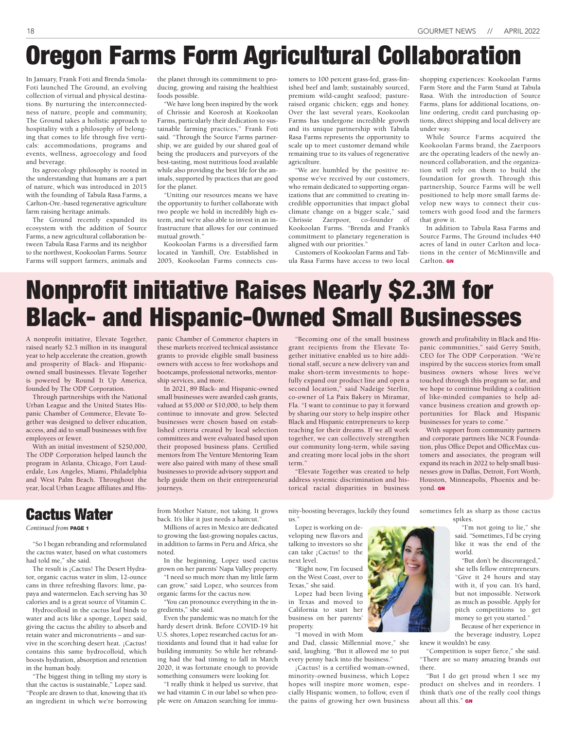# Oregon Farms Form Agricultural Collaboration

In January, Frank Foti and Brenda Smola-Foti launched The Ground, an evolving collection of virtual and physical destinations. By nurturing the interconnectedness of nature, people and community, The Ground takes a holistic approach to hospitality with a philosophy of belonging that comes to life through five verticals: accommodations, programs and events, wellness, agroecology and food and beverage.

Its agroecology philosophy is rooted in the understanding that humans are a part of nature, which was introduced in 2015 with the founding of Tabula Rasa Farms, a Carlton-Ore.-based regenerative agriculture farm raising heritage animals.

The Ground recently expanded its ecosystem with the addition of Source Farms, a new agricultural collaboration between Tabula Rasa Farms and its neighbor to the northwest, Kookoolan Farms. Source Farms will support farmers, animals and the planet through its commitment to producing, growing and raising the healthiest foods possible.

"We have long been inspired by the work of Chrissie and Koorosh at Kookoolan Farms, particularly their dedication to sustainable farming practices," Frank Foti said. "Through the Source Farms partnership, we are guided by our shared goal of being the producers and purveyors of the best-tasting, most nutritious food available while also providing the best life for the animals, supported by practices that are good for the planet.

"Uniting our resources means we have the opportunity to further collaborate with two people we hold in incredibly high esteem, and we're also able to invest in an infrastructure that allows for our continued mutual growth."

Kookoolan Farms is a diversified farm located in Yamhill, Ore. Established in 2005, Kookoolan Farms connects customers to 100 percent grass-fed, grass-finished beef and lamb; sustainably sourced, premium wild-caught seafood; pasture-raised organic chicken; eggs and honey. Over the last several years, Kookoolan Farms has undergone incredible growth and its unique partnership with Tabula Rasa Farms represents the opportunity to scale up to meet customer demand while remaining true to its values of regenerative agriculture.

"We are humbled by the positive response we've received by our customers, who remain dedicated to supporting organizations that are committed to creating incredible opportunities that impact global climate change on a bigger scale," said Chrissie Zaerpoor, co-founder of Kookoolan Farms. "Brenda and Frank's commitment to planetary regeneration is aligned with our priorities."

Customers of Kookoolan Farms and Tabula Rasa Farms have access to two local shopping experiences: Kookoolan Farms Farm Store and the Farm Stand at Tabula Rasa. With the introduction of Source Farms, plans for additional locations, online ordering, credit card purchasing options, direct shipping and local delivery are under way.

While Source Farms acquired the Kookoolan Farms brand, the Zaerpoors are the operating leaders of the newly announced collaboration, and the organization will rely on them to build the foundation for growth. Through this partnership, Source Farms will be well positioned to help more small farms develop new ways to connect their customers with good food and the farmers that grow it.

In addition to Tabula Rasa Farms and Source Farms, The Ground includes 440 acres of land in outer Carlton and locations in the center of McMinnville and Carlton. GN

# Nonprofit initiative Raises Nearly $2.3M for Black- and Hispanic-Owned Small Businesses

A nonprofit initiative, Elevate Together, raised nearly $2.3 million in its inaugural year to help accelerate the creation, growth and prosperity of Black- and Hispanic-owned small businesses. Elevate Together is powered by Round It Up America, founded by The ODP Corporation.

Through partnerships with the National Urban League and the United States Hispanic Chamber of Commerce, Elevate Together was designed to deliver education, access, and aid to small businesses with five employees or fewer.

With an initial investment of $250,000, The ODP Corporation helped launch the program in Atlanta, Chicago, Fort Lauderdale, Los Angeles, Miami, Philadelphia and West Palm Beach. Throughout the year, local Urban League affiliates and Hispanic Chamber of Commerce chapters in these markets received technical assistance grants to provide eligible small business owners with access to free workshops and bootcamps, professional networks, mentorship services, and more.

In 2021, 89 Black- and Hispanic-owned small businesses were awarded cash grants, valued at $5,000 or $10,000, to help them continue to innovate and grow. Selected businesses were chosen based on established criteria created by local selection committees and were evaluated based upon their proposed business plans. Certified mentors from The Venture Mentoring Team were also paired with many of these small businesses to provide advisory support and help guide them on their entrepreneurial journeys.

"Becoming one of the small business grant recipients from the Elevate Together initiative enabled us to hire additional staff, secure a new delivery van and make short-term investments to hopefully expand our product line and open a second location," said Nadeige Sterlin, co-owner of La Paix Bakery in Miramar, Fla. "I want to continue to pay it forward by sharing our story to help inspire other Black and Hispanic entrepreneurs to keep reaching for their dreams. If we all work together, we can collectively strengthen our community long-term, while saving and creating more local jobs in the short term."

"Elevate Together was created to help address systemic discrimination and historical racial disparities in business growth and profitability in Black and Hispanic communities," said Gerry Smith, CEO for The ODP Corporation. "We're inspired by the success stories from small business owners whose lives we've touched through this program so far, and we hope to continue building a coalition of like-minded companies to help advance business creation and growth opportunities for Black and Hispanic businesses for years to come."

With support from community partners and corporate partners like NCR Foundation, plus Office Depot and OfficeMax customers and associates, the program will expand its reach in 2022 to help small businesses grow in Dallas, Detroit, Fort Worth, Houston, Minneapolis, Phoenix and beyond. GN

## Cactus Water

*Continued from* **PAGE 1**

"So I began rebranding and reformulated the cactus water, based on what customers had told me," she said.

The result is ¡Cactus! The Desert Hydrator, organic cactus water in slim, 12-ounce cans in three refreshing flavors: lime, papaya and watermelon. Each serving has 30 calories and is a great source of Vitamin C.

Hydrocolloid in the cactus leaf binds to water and acts like a sponge, Lopez said, giving the cactus the ability to absorb and retain water and micronutrients – and survive in the scorching desert heat. ¡Cactus! contains this same hydrocolloid, which boosts hydration, absorption and retention in the human body.

"The biggest thing in telling my story is that the cactus is sustainable," Lopez said. "People are drawn to that, knowing that it's an ingredient in which we're borrowing from Mother Nature, not taking. It grows back. It's like it just needs a haircut."

Millions of acres in Mexico are dedicated to growing the fast-growing nopales cactus, in addition to farms in Peru and Africa, she noted.

In the beginning, Lopez used cactus grown on her parents' Napa Valley property.

"I need so much more than my little farm can grow," said Lopez, who sources from organic farms for the cactus now.

"You can pronounce everything in the ingredients," she said.

Even the pandemic was no match for the hardy desert drink. Before COVID-19 hit U.S. shores, Lopez researched cactus for antioxidants and found that it had value for building immunity. So while her rebranding had the bad timing to fall in March 2020, it was fortunate enough to provide something consumers were looking for.

"I really think it helped us survive, that we had vitamin C in our label so when people were on Amazon searching for immunity-boosting beverages, luckily they found us."

Lopez is working on developing new flavors and talking to investors so she can take ¡Cactus! to the next level.

"Right now, I'm focused on the West Coast, over to Texas," she said.

Lopez had been living in Texas and moved to California to start her business on her parents' property.

"I moved in with Mom and Dad, classic Millennial move," she said, laughing. "But it allowed me to put every penny back into the business."

¡Cactus! is a certified woman-owned, minority-owned business, which Lopez hopes will inspire more women, especially Hispanic women, to follow, even if the pains of growing her own business sometimes felt as sharp as those cactus spikes.

"I'm not going to lie," she said. "Sometimes, I'd be crying like it was the end of the world.

"But don't be discouraged," she tells fellow entrepreneurs. "Give it 24 hours and stay with it, if you can. It's hard, but not impossible. Network as much as possible. Apply for pitch competitions to get money to get you started."

Because of her experience in the beverage industry, Lopez knew it wouldn't be easy.

"Competition is super fierce," she said. "There are so many amazing brands out there.

"But I do get proud when I see my product on shelves and in reorders. I think that's one of the really cool things about all this." GN